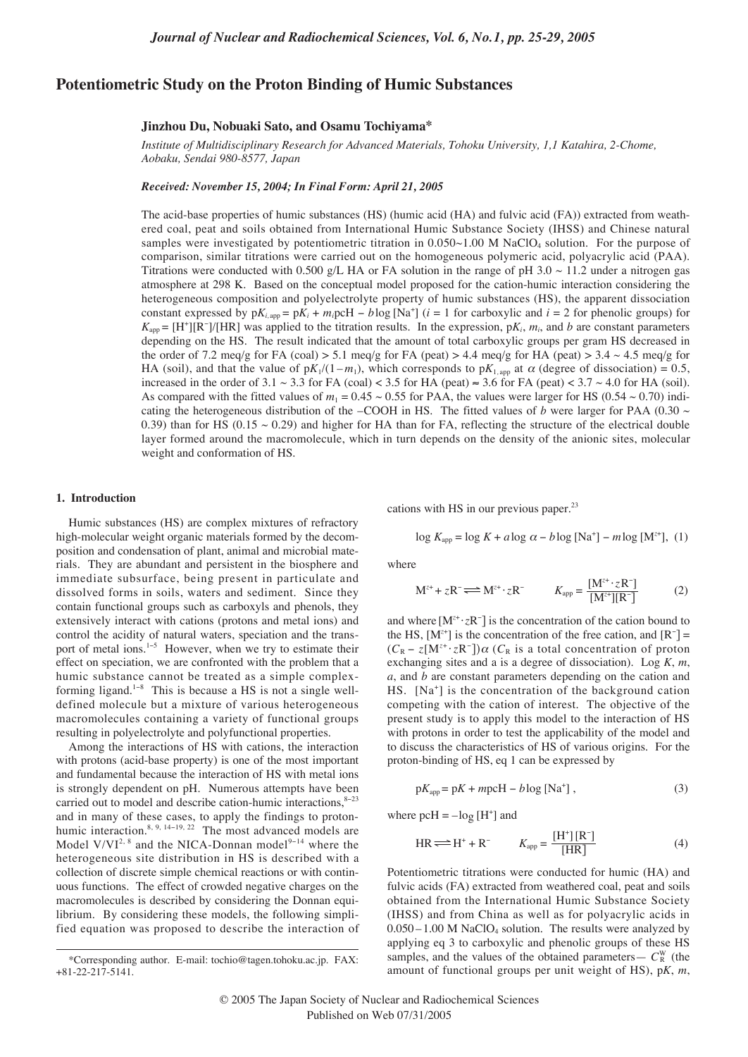# Potentiometric Study on the Proton Binding of Humic Substances

**Jinzhou Du, Nobuaki Sato, and Osamu Tochiyama***

*Institute of Multidisciplinary Research for Advanced Materials, Tohoku University, 1,1 Katahira, 2-Chome, Aobaku, Sendai 980-8577, Japan*

***Received: November 15, 2004; In Final Form: April 21, 2005***

The acid-base properties of humic substances (HS) (humic acid (HA) and fulvic acid (FA)) extracted from weathered coal, peat and soils obtained from International Humic Substance Society (IHSS) and Chinese natural samples were investigated by potentiometric titration in 0.050~1.00 M $NaClO_4$ solution. For the purpose of comparison, similar titrations were carried out on the homogeneous polymeric acid, polyacrylic acid (PAA). Titrations were conducted with 0.500 g/L HA or FA solution in the range of pH 3.0 ~ 11.2 under a nitrogen gas atmosphere at 298 K. Based on the conceptual model proposed for the cation-humic interaction considering the heterogeneous composition and polyelectrolyte property of humic substances (HS), the apparent dissociation constant expressed by $pK_{i,\mathrm{app}} = pK_i + m_i \mathrm{pcH} - b \log [\mathrm{Na^+}]$ ($i$ = 1 for carboxylic and $i$ = 2 for phenolic groups) for $K_{\mathrm{app}} = [\mathrm{H^+}][\mathrm{R^-}]/[\mathrm{HR}]$ was applied to the titration results. In the expression, $pK_i$, $m_i$, and $b$ are constant parameters depending on the HS. The result indicated that the amount of total carboxylic groups per gram HS decreased in the order of 7.2 meq/g for FA (coal) > 5.1 meq/g for FA (peat) > 4.4 meq/g for HA (peat) > 3.4 ~ 4.5 meq/g for HA (soil), and that the value of $pK_1/(1-m_1)$, which corresponds to $pK_{1,\mathrm{app}}$ at $\alpha$ (degree of dissociation) = 0.5, increased in the order of 3.1 ~ 3.3 for FA (coal) < 3.5 for HA (peat) ≈ 3.6 for FA (peat) < 3.7 ~ 4.0 for HA (soil). As compared with the fitted values of $m_1$ = 0.45 ~ 0.55 for PAA, the values were larger for HS (0.54 ~ 0.70) indicating the heterogeneous distribution of the –COOH in HS. The fitted values of $b$ were larger for PAA (0.30 ~ 0.39) than for HS (0.15 ~ 0.29) and higher for HA than for FA, reflecting the structure of the electrical double layer formed around the macromolecule, which in turn depends on the density of the anionic sites, molecular weight and conformation of HS.

## 1. Introduction

Humic substances (HS) are complex mixtures of refractory high-molecular weight organic materials formed by the decomposition and condensation of plant, animal and microbial materials. They are abundant and persistent in the biosphere and immediate subsurface, being present in particulate and dissolved forms in soils, waters and sediment. Since they contain functional groups such as carboxyls and phenols, they extensively interact with cations (protons and metal ions) and control the acidity of natural waters, speciation and the transport of metal ions.[1–5] However, when we try to estimate their effect on speciation, we are confronted with the problem that a humic substance cannot be treated as a simple complex-forming ligand.[1–8] This is because a HS is not a single well-defined molecule but a mixture of various heterogeneous macromolecules containing a variety of functional groups resulting in polyelectrolyte and polyfunctional properties.

Among the interactions of HS with cations, the interaction with protons (acid-base property) is one of the most important and fundamental because the interaction of HS with metal ions is strongly dependent on pH. Numerous attempts have been carried out to model and describe cation-humic interactions,[8–23] and in many of these cases, to apply the findings to proton-humic interaction.[8, 9, 14–19, 22] The most advanced models are Model V/VI[2, 8] and the NICA-Donnan model[9–14] where the heterogeneous site distribution in HS is described with a collection of discrete simple chemical reactions or with continuous functions. The effect of crowded negative charges on the macromolecules is described by considering the Donnan equilibrium. By considering these models, the following simplified equation was proposed to describe the interaction of cations with HS in our previous paper.[23]

$$\log K_{\mathrm{app}} = \log K + a \log \alpha - b \log [\mathrm{Na^+}] - m \log [\mathrm{M^{z+}}], \quad (1)$$

where

$$\mathrm{M^{z+}} + z\mathrm{R^-} \rightleftharpoons \mathrm{M^{z+}} \cdot z\mathrm{R^-} \qquad K_{\mathrm{app}} = \frac{[\mathrm{M^{z+}} \cdot z\mathrm{R^-}]}{[\mathrm{M^{z+}}][\mathrm{R^-}]} \quad (2)$$

and where $[\mathrm{M^{z+}} \cdot z\mathrm{R^-}]$ is the concentration of the cation bound to the HS, $[\mathrm{M^{z+}}]$ is the concentration of the free cation, and $[\mathrm{R^-}] = (C_\mathrm{R} - z[\mathrm{M^{z+}} \cdot z\mathrm{R^-}])\alpha$ ($C_\mathrm{R}$ is a total concentration of proton exchanging sites and a is a degree of dissociation). Log $K$, $m$, $a$, and $b$ are constant parameters depending on the cation and HS. $[\mathrm{Na^+}]$ is the concentration of the background cation competing with the cation of interest. The objective of the present study is to apply this model to the interaction of HS with protons in order to test the applicability of the model and to discuss the characteristics of HS of various origins. For the proton-binding of HS, eq 1 can be expressed by

$$pK_{\mathrm{app}} = pK + m\mathrm{pcH} - b \log [\mathrm{Na^+}], \quad (3)$$

where $\mathrm{pcH} = -\log [\mathrm{H^+}]$ and

$$\mathrm{HR} \rightleftharpoons \mathrm{H^+} + \mathrm{R^-} \qquad K_{\mathrm{app}} = \frac{[\mathrm{H^+}][\mathrm{R^-}]}{[\mathrm{HR}]} \quad (4)$$

Potentiometric titrations were conducted for humic (HA) and fulvic acids (FA) extracted from weathered coal, peat and soils obtained from the International Humic Substance Society (IHSS) and from China as well as for polyacrylic acids in 0.050 – 1.00 M $NaClO_4$ solution. The results were analyzed by applying eq 3 to carboxylic and phenolic groups of these HS samples, and the values of the obtained parameters— $C_\mathrm{R}^\mathrm{W}$ (the amount of functional groups per unit weight of HS), $pK$, $m$,

*Corresponding author. E-mail: tochio@tagen.tohoku.ac.jp. FAX: +81-22-217-5141.

© 2005 The Japan Society of Nuclear and Radiochemical Sciences
Published on Web 07/31/2005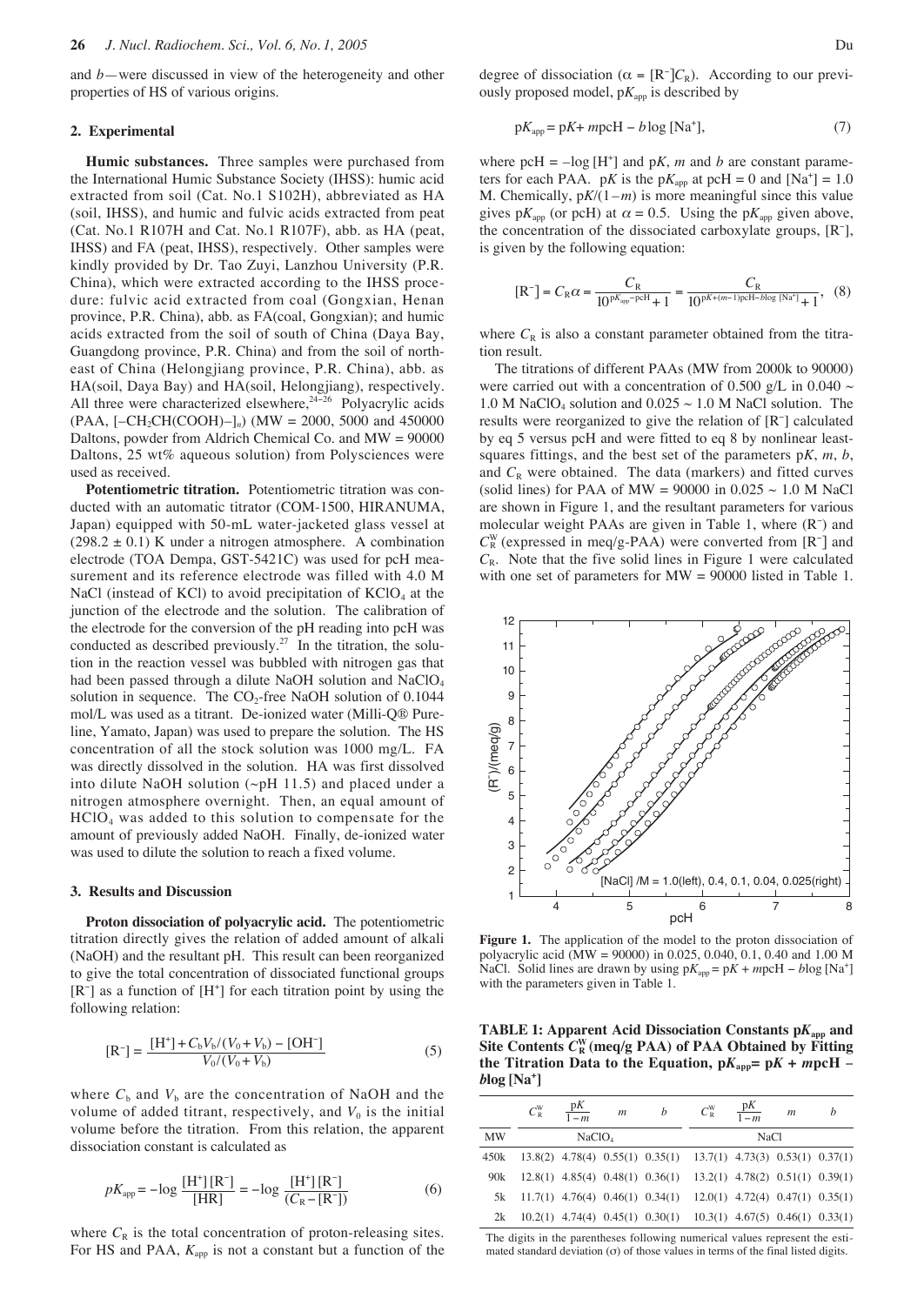and *b*—were discussed in view of the heterogeneity and other properties of HS of various origins.

## 2. Experimental

**Humic substances.** Three samples were purchased from the International Humic Substance Society (IHSS): humic acid extracted from soil (Cat. No.1 S102H), abbreviated as HA (soil, IHSS), and humic and fulvic acids extracted from peat (Cat. No.1 R107H and Cat. No.1 R107F), abb. as HA (peat, IHSS) and FA (peat, IHSS), respectively. Other samples were kindly provided by Dr. Tao Zuyi, Lanzhou University (P.R. China), which were extracted according to the IHSS procedure: fulvic acid extracted from coal (Gongxian, Henan province, P.R. China), abb. as FA(coal, Gongxian); and humic acids extracted from the soil of south of China (Daya Bay, Guangdong province, P.R. China) and from the soil of northeast of China (Helongjiang province, P.R. China), abb. as HA(soil, Daya Bay) and HA(soil, Helongjiang), respectively. All three were characterized elsewhere,[24–26] Polyacrylic acids (PAA, $[-CH_2CH(COOH)-]_n$) (MW = 2000, 5000 and 450000 Daltons, powder from Aldrich Chemical Co. and MW = 90000 Daltons, 25 wt% aqueous solution) from Polysciences were used as received.

**Potentiometric titration.** Potentiometric titration was conducted with an automatic titrator (COM-1500, HIRANUMA, Japan) equipped with 50-mL water-jacketed glass vessel at (298.2 ± 0.1) K under a nitrogen atmosphere. A combination electrode (TOA Dempa, GST-5421C) was used for pcH measurement and its reference electrode was filled with 4.0 M NaCl (instead of KCl) to avoid precipitation of $KClO_4$ at the junction of the electrode and the solution. The calibration of the electrode for the conversion of the pH reading into pcH was conducted as described previously.[27] In the titration, the solution in the reaction vessel was bubbled with nitrogen gas that had been passed through a dilute NaOH solution and $NaClO_4$ solution in sequence. The $CO_2$-free NaOH solution of 0.1044 mol/L was used as a titrant. De-ionized water (Milli-Q® Pureline, Yamato, Japan) was used to prepare the solution. The HS concentration of all the stock solution was 1000 mg/L. FA was directly dissolved in the solution. HA was first dissolved into dilute NaOH solution (~pH 11.5) and placed under a nitrogen atmosphere overnight. Then, an equal amount of $HClO_4$ was added to this solution to compensate for the amount of previously added NaOH. Finally, de-ionized water was used to dilute the solution to reach a fixed volume.

## 3. Results and Discussion

**Proton dissociation of polyacrylic acid.** The potentiometric titration directly gives the relation of added amount of alkali (NaOH) and the resultant pH. This result can been reorganized to give the total concentration of dissociated functional groups $[R^-]$ as a function of $[H^+]$ for each titration point by using the following relation:

$$[R^-] = \frac{[H^+] + C_b V_b/(V_0 + V_b) - [OH^-]}{V_0/(V_0 + V_b)} \tag{5}$$

where $C_b$ and $V_b$ are the concentration of NaOH and the volume of added titrant, respectively, and $V_0$ is the initial volume before the titration. From this relation, the apparent dissociation constant is calculated as

$$pK_{app} = -\log \frac{[H^+][R^-]}{[HR]} = -\log \frac{[H^+][R^-]}{(C_R - [R^-])} \tag{6}$$

where $C_R$ is the total concentration of proton-releasing sites. For HS and PAA, $K_{app}$ is not a constant but a function of the degree of dissociation ($\alpha = [R^-]/C_R$). According to our previously proposed model, $pK_{app}$ is described by

$$pK_{app} = pK + m\text{pcH} - b\log [Na^+], \tag{7}$$

where $\text{pcH} = -\log [H^+]$ and p*K*, *m* and *b* are constant parameters for each PAA. p*K* is the $pK_{app}$ at pcH = 0 and $[Na^+] = 1.0$ M. Chemically, $pK/(1-m)$ is more meaningful since this value gives $pK_{app}$ (or pcH) at $\alpha = 0.5$. Using the $pK_{app}$ given above, the concentration of the dissociated carboxylate groups, $[R^-]$, is given by the following equation:

$$[R^-] = C_R\alpha = \frac{C_R}{10^{pK_{app}-\text{pcH}} + 1} = \frac{C_R}{10^{pK+(m-1)\text{pcH}-b\log [Na^+]} + 1}, \tag{8}$$

where $C_R$ is also a constant parameter obtained from the titration result.

The titrations of different PAAs (MW from 2000k to 90000) were carried out with a concentration of 0.500 g/L in 0.040 ~ 1.0 M $NaClO_4$ solution and 0.025 ~ 1.0 M NaCl solution. The results were reorganized to give the relation of $[R^-]$ calculated by eq 5 versus pcH and were fitted to eq 8 by nonlinear least-squares fittings, and the best set of the parameters p*K*, *m*, *b*, and $C_R$ were obtained. The data (markers) and fitted curves (solid lines) for PAA of MW = 90000 in 0.025 ~ 1.0 M NaCl are shown in Figure 1, and the resultant parameters for various molecular weight PAAs are given in Table 1, where $(R^-)$ and $C_R^W$ (expressed in meq/g-PAA) were converted from $[R^-]$ and $C_R$. Note that the five solid lines in Figure 1 were calculated with one set of parameters for MW = 90000 listed in Table 1.

**Figure 1.** The application of the model to the proton dissociation of polyacrylic acid (MW = 90000) in 0.025, 0.040, 0.1, 0.40 and 1.00 M NaCl. Solid lines are drawn by using $pK_{app} = pK + m\text{pcH} - b\log [Na^+]$ with the parameters given in Table 1.

**TABLE 1: Apparent Acid Dissociation Constants $pK_{app}$ and Site Contents $C_R^W$ (meq/g PAA) of PAA Obtained by Fitting the Titration Data to the Equation, $pK_{app} = pK + m\text{pcH} - b\log [Na^+]$**

| MW | $C_R^W$ | $\frac{pK}{1-m}$ | $m$ | $b$ | $C_R^W$ | $\frac{pK}{1-m}$ | $m$ | $b$ |
|---|---|---|---|---|---|---|---|---|
| | $NaClO_4$ | | | | NaCl | | | |
| 450k | 13.8(2) | 4.78(4) | 0.55(1) | 0.35(1) | 13.7(1) | 4.73(3) | 0.53(1) | 0.37(1) |
| 90k | 12.8(1) | 4.85(4) | 0.48(1) | 0.36(1) | 13.2(1) | 4.78(2) | 0.51(1) | 0.39(1) |
| 5k | 11.7(1) | 4.76(4) | 0.46(1) | 0.34(1) | 12.0(1) | 4.72(4) | 0.47(1) | 0.35(1) |
| 2k | 10.2(1) | 4.74(4) | 0.45(1) | 0.30(1) | 10.3(1) | 4.67(5) | 0.46(1) | 0.33(1) |

The digits in the parentheses following numerical values represent the estimated standard deviation (σ) of those values in terms of the final listed digits.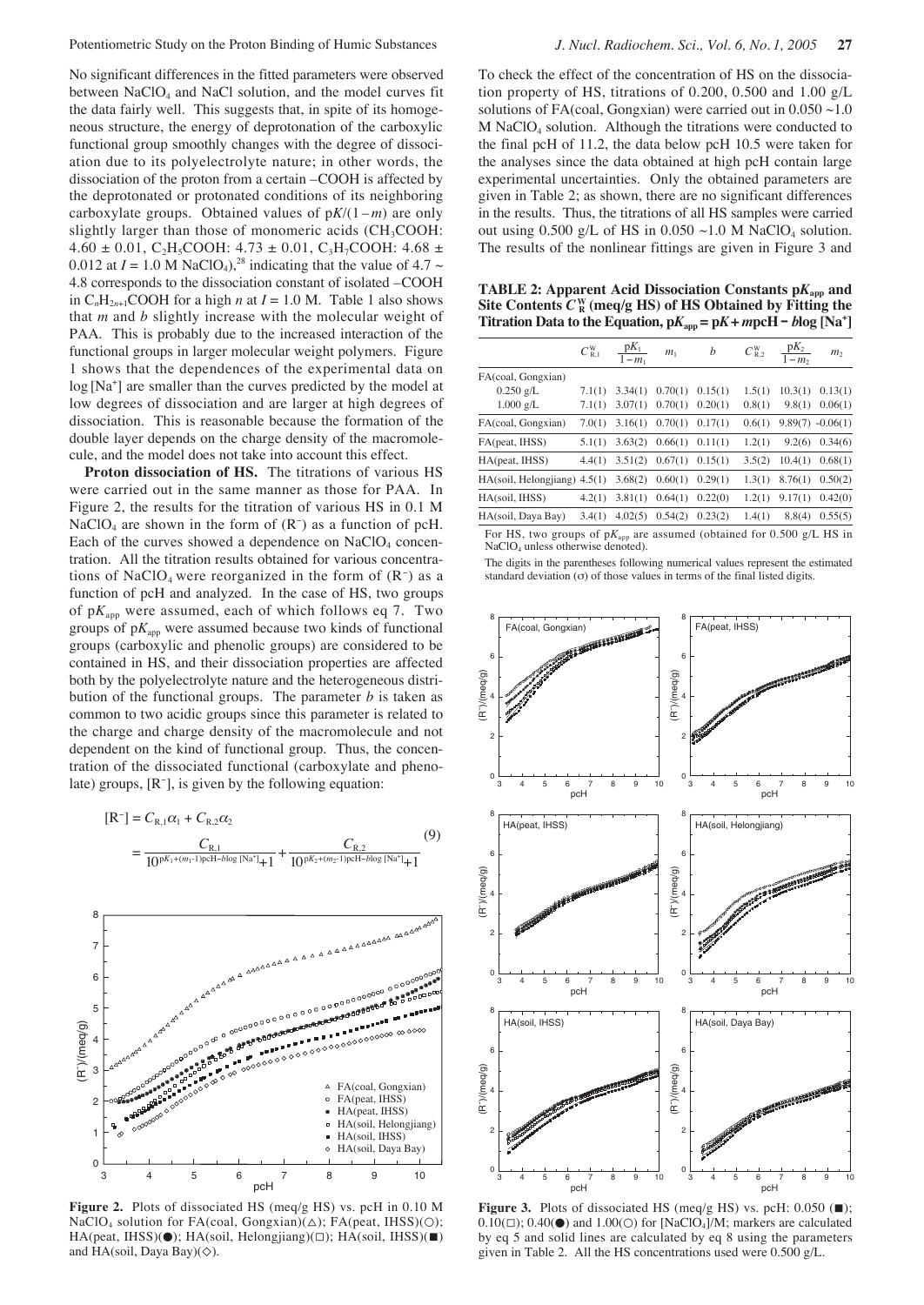No significant differences in the fitted parameters were observed between $NaClO_4$ and NaCl solution, and the model curves fit the data fairly well. This suggests that, in spite of its homogeneous structure, the energy of deprotonation of the carboxylic functional group smoothly changes with the degree of dissociation due to its polyelectrolyte nature; in other words, the dissociation of the proton from a certain –COOH is affected by the deprotonated or protonated conditions of its neighboring carboxylate groups. Obtained values of $pK/(1-m)$ are only slightly larger than those of monomeric acids ($CH_3COOH$: $4.60 \pm 0.01$, $C_2H_5COOH$: $4.73 \pm 0.01$, $C_3H_7COOH$: $4.68 \pm 0.012$ at $I = 1.0$ M $NaClO_4$),[28] indicating that the value of 4.7 ~ 4.8 corresponds to the dissociation constant of isolated –COOH in $C_nH_{2n+1}COOH$ for a high $n$ at $I = 1.0$ M. Table 1 also shows that $m$ and $b$ slightly increase with the molecular weight of PAA. This is probably due to the increased interaction of the functional groups in larger molecular weight polymers. Figure 1 shows that the dependences of the experimental data on $\log[Na^+]$ are smaller than the curves predicted by the model at low degrees of dissociation and are larger at high degrees of dissociation. This is reasonable because the formation of the double layer depends on the charge density of the macromolecule, and the model does not take into account this effect.

**Proton dissociation of HS.** The titrations of various HS were carried out in the same manner as those for PAA. In Figure 2, the results for the titration of various HS in 0.1 M $NaClO_4$ are shown in the form of ($R^-$) as a function of pcH. Each of the curves showed a dependence on $NaClO_4$ concentration. All the titration results obtained for various concentrations of $NaClO_4$ were reorganized in the form of ($R^-$) as a function of pcH and analyzed. In the case of HS, two groups of $pK_{app}$ were assumed, each of which follows eq 7. Two groups of $pK_{app}$ were assumed because two kinds of functional groups (carboxylic and phenolic groups) are considered to be contained in HS, and their dissociation properties are affected both by the polyelectrolyte nature and the heterogeneous distribution of the functional groups. The parameter $b$ is taken as common to two acidic groups since this parameter is related to the charge and charge density of the macromolecule and not dependent on the kind of functional group. Thus, the concentration of the dissociated functional (carboxylate and phenolate) groups, $[R^-]$, is given by the following equation:

$$[R^-] = C_{R,1}\alpha_1 + C_{R,2}\alpha_2 = \frac{C_{R,1}}{10^{pK_1+(m_1-1)pcH-b\log[Na^+]}+1} + \frac{C_{R,2}}{10^{pK_2+(m_2-1)pcH-b\log[Na^+]}+1} \quad (9)$$

**Figure 2.** Plots of dissociated HS (meq/g HS) vs. pcH in 0.10 M $NaClO_4$ solution for FA(coal, Gongxian)(△); FA(peat, IHSS)(○); HA(peat, IHSS)(●); HA(soil, Helongjiang)(□); HA(soil, IHSS)(■) and HA(soil, Daya Bay)(◇).

To check the effect of the concentration of HS on the dissociation property of HS, titrations of 0.200, 0.500 and 1.00 g/L solutions of FA(coal, Gongxian) were carried out in 0.050 ~1.0 M $NaClO_4$ solution. Although the titrations were conducted to the final pcH of 11.2, the data below pcH 10.5 were taken for the analyses since the data obtained at high pcH contain large experimental uncertainties. Only the obtained parameters are given in Table 2; as shown, there are no significant differences in the results. Thus, the titrations of all HS samples were carried out using 0.500 g/L of HS in 0.050 ~1.0 M $NaClO_4$ solution. The results of the nonlinear fittings are given in Figure 3 and

**TABLE 2: Apparent Acid Dissociation Constants $pK_{app}$ and Site Contents $C_R^W$ (meq/g HS) of HS Obtained by Fitting the Titration Data to the Equation, $pK_{app} = pK + m\text{pcH} - b\log[Na^+]$**

| | $C^W_{R,1}$ | $\frac{pK_1}{1-m_1}$ | $m_1$ | $b$ | $C^W_{R,2}$ | $\frac{pK_2}{1-m_2}$ | $m_2$ |
|---|---|---|---|---|---|---|---|
| FA(coal, Gongxian) | | | | | | | |
| 0.250 g/L | 7.1(1) | 3.34(1) | 0.70(1) | 0.15(1) | 1.5(1) | 10.3(1) | 0.13(1) |
| 1.000 g/L | 7.1(1) | 3.07(1) | 0.70(1) | 0.20(1) | 0.8(1) | 9.8(1) | 0.06(1) |
| FA(coal, Gongxian) | 7.0(1) | 3.16(1) | 0.70(1) | 0.17(1) | 0.6(1) | 9.89(7) | −0.06(1) |
| FA(peat, IHSS) | 5.1(1) | 3.63(2) | 0.66(1) | 0.11(1) | 1.2(1) | 9.2(6) | 0.34(6) |
| HA(peat, IHSS) | 4.4(1) | 3.51(2) | 0.67(1) | 0.15(1) | 3.5(2) | 10.4(1) | 0.68(1) |
| HA(soil, Helongjiang) | 4.5(1) | 3.68(2) | 0.60(1) | 0.29(1) | 1.3(1) | 8.76(1) | 0.50(2) |
| HA(soil, IHSS) | 4.2(1) | 3.81(1) | 0.64(1) | 0.22(0) | 1.2(1) | 9.17(1) | 0.42(0) |
| HA(soil, Daya Bay) | 3.4(1) | 4.02(5) | 0.54(2) | 0.23(2) | 1.4(1) | 8.8(4) | 0.55(5) |

For HS, two groups of $pK_{app}$ are assumed (obtained for 0.500 g/L HS in $NaClO_4$ unless otherwise denoted).

The digits in the parentheses following numerical values represent the estimated standard deviation (σ) of those values in terms of the final listed digits.

**Figure 3.** Plots of dissociated HS (meq/g HS) vs. pcH: 0.050 (■); 0.10(□); 0.40(●) and 1.00(○) for $[NaClO_4]$/M; markers are calculated by eq 5 and solid lines are calculated by eq 8 using the parameters given in Table 2. All the HS concentrations used were 0.500 g/L.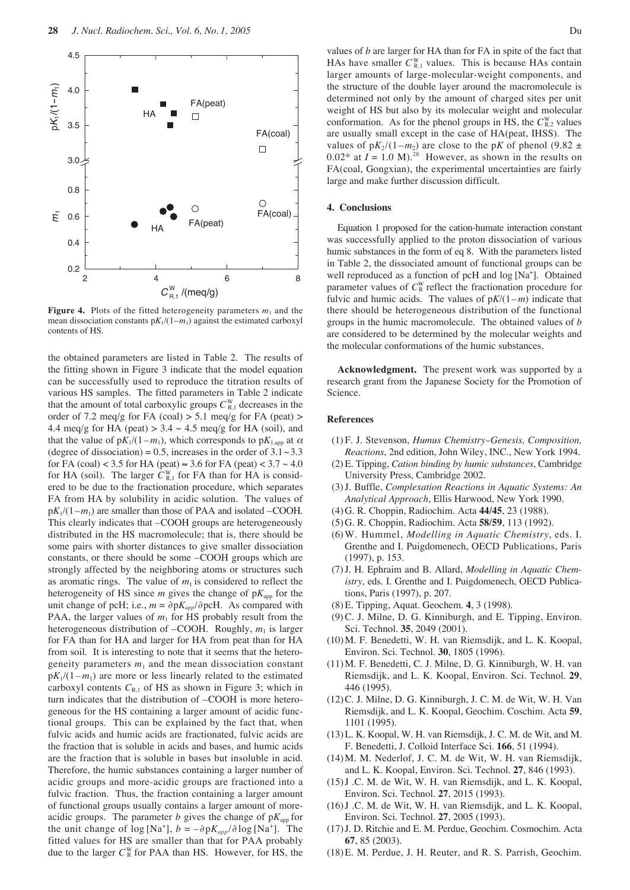**Figure 4.** Plots of the fitted heterogeneity parameters $m_1$ and the mean dissociation constants $pK_1/(1-m_1)$ against the estimated carboxyl contents of HS.

the obtained parameters are listed in Table 2. The results of the fitting shown in Figure 3 indicate that the model equation can be successfully used to reproduce the titration results of various HS samples. The fitted parameters in Table 2 indicate that the amount of total carboxylic groups $C^{W}_{R,1}$ decreases in the order of 7.2 meq/g for FA (coal) > 5.1 meq/g for FA (peat) > 4.4 meq/g for HA (peat) > 3.4 ~ 4.5 meq/g for HA (soil), and that the value of $pK_1/(1-m_1)$, which corresponds to $pK_{1,app}$ at $\alpha$ (degree of dissociation) = 0.5, increases in the order of 3.1 ~ 3.3 for FA (coal) < 3.5 for HA (peat) ≈ 3.6 for FA (peat) < 3.7 ~ 4.0 for HA (soil). The larger $C^{W}_{R,1}$ for FA than for HA is considered to be due to the fractionation procedure, which separates FA from HA by solubility in acidic solution. The values of $pK_1/(1-m_1)$ are smaller than those of PAA and isolated –COOH. This clearly indicates that –COOH groups are heterogeneously distributed in the HS macromolecule; that is, there should be some pairs with shorter distances to give smaller dissociation constants, or there should be some –COOH groups which are strongly affected by the neighboring atoms or structures such as aromatic rings. The value of $m_1$ is considered to reflect the heterogeneity of HS since $m$ gives the change of $pK_{app}$ for the unit change of pcH; i.e., $m = \partial pK_{app}/\partial \mathrm{pcH}$. As compared with PAA, the larger values of $m_1$ for HS probably result from the heterogeneous distribution of –COOH. Roughly, $m_1$ is larger for FA than for HA and larger for HA from peat than for HA from soil. It is interesting to note that it seems that the heterogeneity parameters $m_1$ and the mean dissociation constant $pK_1/(1-m_1)$ are more or less linearly related to the estimated carboxyl contents $C_{R,1}$ of HS as shown in Figure 3; which in turn indicates that the distribution of –COOH is more heterogeneous for the HS containing a larger amount of acidic functional groups. This can be explained by the fact that, when fulvic acids and humic acids are fractionated, fulvic acids are the fraction that is soluble in acids and bases, and humic acids are the fraction that is soluble in bases but insoluble in acid. Therefore, the humic substances containing a larger number of acidic groups and more-acidic groups are fractioned into a fulvic fraction. Thus, the fraction containing a larger amount of functional groups usually contains a larger amount of more-acidic groups. The parameter $b$ gives the change of $pK_{app}$ for the unit change of $\log[\mathrm{Na}^+]$, $b = -\partial pK_{app}/\partial \log[\mathrm{Na}^+]$. The fitted values for HS are smaller than that for PAA probably due to the larger $C^{W}_{R}$ for PAA than HS. However, for HS, the values of $b$ are larger for HA than for FA in spite of the fact that HAs have smaller $C^{W}_{R,1}$ values. This is because HAs contain larger amounts of large-molecular-weight components, and the structure of the double layer around the macromolecule is determined not only by the amount of charged sites per unit weight of HS but also by its molecular weight and molecular conformation. As for the phenol groups in HS, the $C^{W}_{R,2}$ values are usually small except in the case of HA(peat, IHSS). The values of $pK_2/(1-m_2)$ are close to the p$K$ of phenol (9.82 ± 0.02* at $I$ = 1.0 M).[28] However, as shown in the results on FA(coal, Gongxian), the experimental uncertainties are fairly large and make further discussion difficult.

## 4. Conclusions

Equation 1 proposed for the cation-humate interaction constant was successfully applied to the proton dissociation of various humic substances in the form of eq 8. With the parameters listed in Table 2, the dissociated amount of functional groups can be well reproduced as a function of pcH and $\log[\mathrm{Na}^+]$. Obtained parameter values of $C^{W}_{R}$ reflect the fractionation procedure for fulvic and humic acids. The values of $pK/(1-m)$ indicate that there should be heterogeneous distribution of the functional groups in the humic macromolecule. The obtained values of $b$ are considered to be determined by the molecular weights and the molecular conformations of the humic substances.

**Acknowledgment.** The present work was supported by a research grant from the Japanese Society for the Promotion of Science.

## References

(1) F. J. Stevenson, *Humus Chemistry-Genesis, Composition, Reactions*, 2nd edition, John Wiley, INC., New York 1994.
(2) E. Tipping, *Cation binding by humic substances*, Cambridge University Press, Cambridge 2002.
(3) J. Buffle, *Complexation Reactions in Aquatic Systems: An Analytical Approach*, Ellis Harwood, New York 1990.
(4) G. R. Choppin, Radiochim. Acta **44/45**, 23 (1988).
(5) G. R. Choppin, Radiochim. Acta **58/59**, 113 (1992).
(6) W. Hummel, *Modelling in Aquatic Chemistry*, eds. I. Grenthe and I. Puigdomenech, OECD Publications, Paris (1997), p. 153.
(7) J. H. Ephraim and B. Allard, *Modelling in Aquatic Chemistry*, eds. I. Grenthe and I. Puigdomenech, OECD Publications, Paris (1997), p. 207.
(8) E. Tipping, Aquat. Geochem. **4**, 3 (1998).
(9) C. J. Milne, D. G. Kinniburgh, and E. Tipping, Environ. Sci. Technol. **35**, 2049 (2001).
(10) M. F. Benedetti, W. H. van Riemsdijk, and L. K. Koopal, Environ. Sci. Technol. **30**, 1805 (1996).
(11) M. F. Benedetti, C. J. Milne, D. G. Kinniburgh, W. H. van Riemsdijk, and L. K. Koopal, Environ. Sci. Technol. **29**, 446 (1995).
(12) C. J. Milne, D. G. Kinniburgh, J. C. M. de Wit, W. H. Van Riemsdijk, and L. K. Koopal, Geochim. Coschim. Acta **59**, 1101 (1995).
(13) L. K. Koopal, W. H. van Riemsdijk, J. C. M. de Wit, and M. F. Benedetti, J. Colloid Interface Sci. **166**, 51 (1994).
(14) M. M. Nederlof, J. C. M. de Wit, W. H. van Riemsdijk, and L. K. Koopal, Environ. Sci. Technol. **27**, 846 (1993).
(15) J .C. M. de Wit, W. H. van Riemsdijk, and L. K. Koopal, Environ. Sci. Technol. **27**, 2015 (1993).
(16) J .C. M. de Wit, W. H. van Riemsdijk, and L. K. Koopal, Environ. Sci. Technol. **27**, 2005 (1993).
(17) J. D. Ritchie and E. M. Perdue, Geochim. Cosmochim. Acta **67**, 85 (2003).
(18) E. M. Perdue, J. H. Reuter, and R. S. Parrish, Geochim.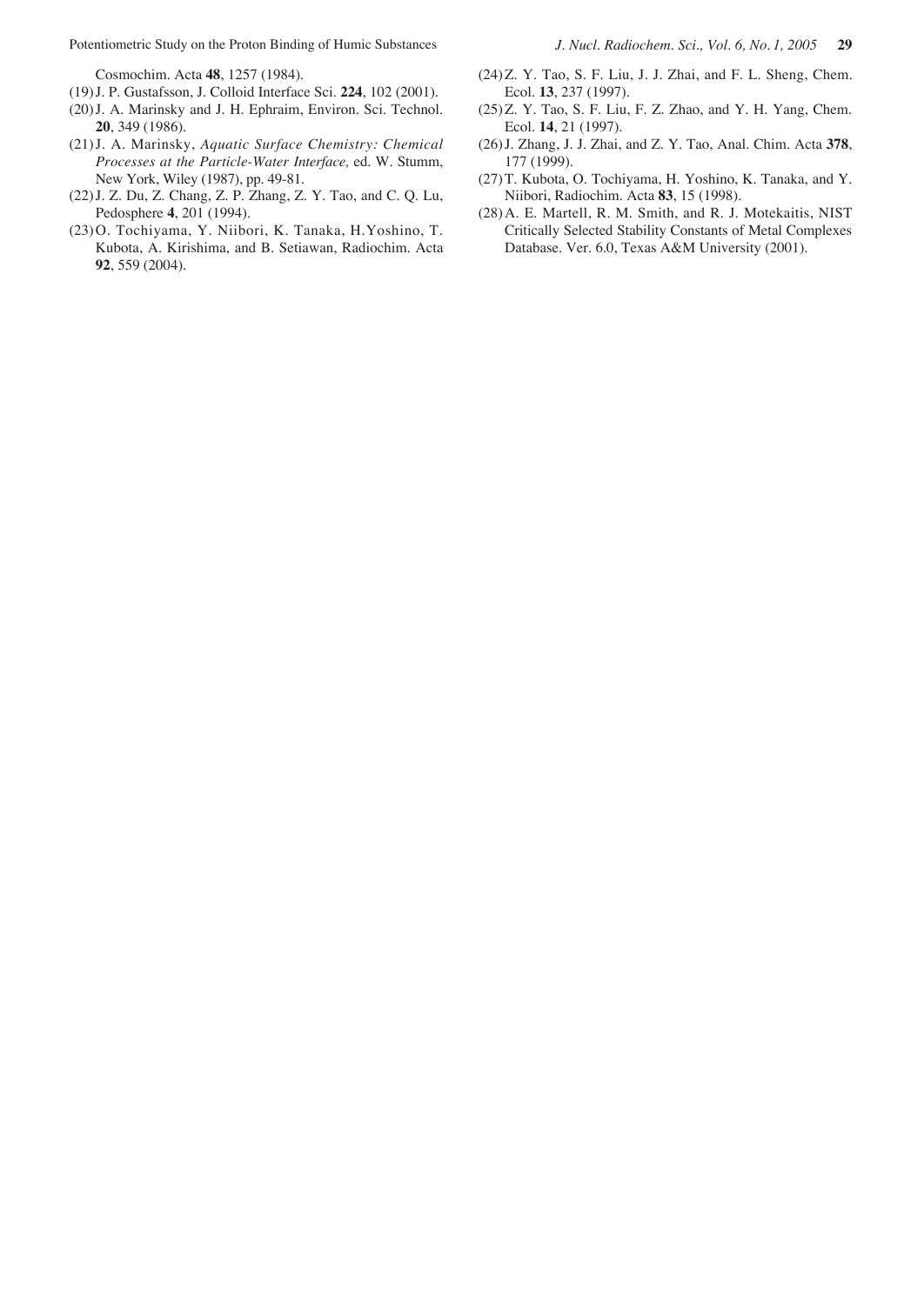Cosmochim. Acta **48**, 1257 (1984).

(19) J. P. Gustafsson, J. Colloid Interface Sci. **224**, 102 (2001).

(20) J. A. Marinsky and J. H. Ephraim, Environ. Sci. Technol. **20**, 349 (1986).

(21) J. A. Marinsky, *Aquatic Surface Chemistry: Chemical Processes at the Particle-Water Interface,* ed. W. Stumm, New York, Wiley (1987), pp. 49-81.

(22) J. Z. Du, Z. Chang, Z. P. Zhang, Z. Y. Tao, and C. Q. Lu, Pedosphere **4**, 201 (1994).

(23) O. Tochiyama, Y. Niibori, K. Tanaka, H.Yoshino, T. Kubota, A. Kirishima, and B. Setiawan, Radiochim. Acta **92**, 559 (2004).

(24) Z. Y. Tao, S. F. Liu, J. J. Zhai, and F. L. Sheng, Chem. Ecol. **13**, 237 (1997).

(25) Z. Y. Tao, S. F. Liu, F. Z. Zhao, and Y. H. Yang, Chem. Ecol. **14**, 21 (1997).

(26) J. Zhang, J. J. Zhai, and Z. Y. Tao, Anal. Chim. Acta **378**, 177 (1999).

(27) T. Kubota, O. Tochiyama, H. Yoshino, K. Tanaka, and Y. Niibori, Radiochim. Acta **83**, 15 (1998).

(28) A. E. Martell, R. M. Smith, and R. J. Motekaitis, NIST Critically Selected Stability Constants of Metal Complexes Database. Ver. 6.0, Texas A&M University (2001).